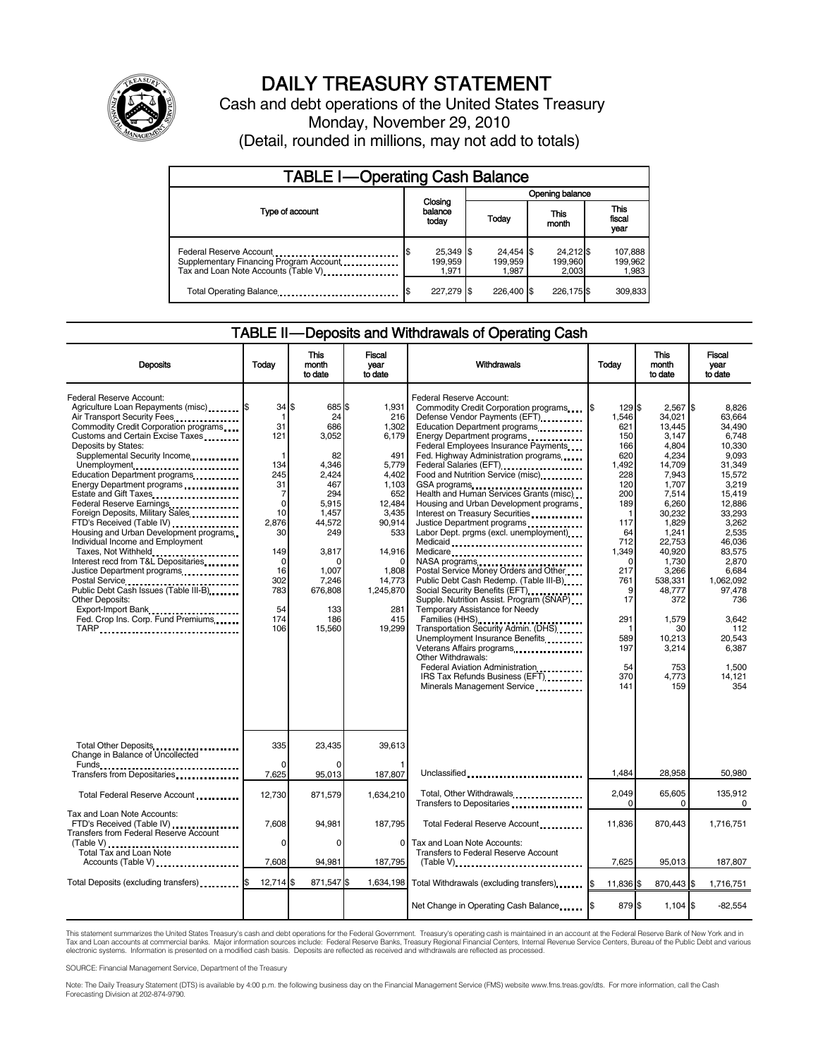# DAILY TREASURY STATEMENT

Cash and debt operations of the United States Treasury

Monday, November 29, 2010

(Detail, rounded in millions, may not add to totals)

## TABLE I—Operating Cash Balance

| Type of account | Closing balance today | Opening balance Today | This month | This fiscal year |
|---|---|---|---|---|
| Federal Reserve Account | $ 25,349 | $ 24,454 | $ 24,212 | $ 107,888 |
| Supplementary Financing Program Account | 199,959 | 199,959 | 199,960 | 199,962 |
| Tax and Loan Note Accounts (Table V) | 1,971 | 1,987 | 2,003 | 1,983 |
| Total Operating Balance | $ 227,279 | $ 226,400 | $ 226,175 | $ 309,833 |

## TABLE II—Deposits and Withdrawals of Operating Cash

| Deposits | Today | This month to date | Fiscal year to date |
|---|---|---|---|
| Federal Reserve Account: | | | |
| Agriculture Loan Repayments (misc) | $ 34 | $ 685 | $ 1,931 |
| Air Transport Security Fees | 1 | 24 | 216 |
| Commodity Credit Corporation programs | 31 | 686 | 1,302 |
| Customs and Certain Excise Taxes | 121 | 3,052 | 6,179 |
| Deposits by States: | | | |
| Supplemental Security Income | 1 | 82 | 491 |
| Unemployment | 134 | 4,346 | 5,779 |
| Education Department programs | 245 | 2,424 | 4,402 |
| Energy Department programs | 31 | 467 | 1,103 |
| Estate and Gift Taxes | 7 | 294 | 652 |
| Federal Reserve Earnings | 0 | 5,915 | 12,484 |
| Foreign Deposits, Military Sales | 10 | 1,457 | 3,435 |
| FTD's Received (Table IV) | 2,876 | 44,572 | 90,914 |
| Housing and Urban Development programs | 30 | 249 | 533 |
| Individual Income and Employment Taxes, Not Withheld | 149 | 3,817 | 14,916 |
| Interest recd from T&L Depositaries | 0 | 0 | 0 |
| Justice Department programs | 16 | 1,007 | 1,808 |
| Postal Service | 302 | 7,246 | 14,773 |
| Public Debt Cash Issues (Table III-B) | 783 | 676,808 | 1,245,870 |
| Other Deposits: | | | |
| Export-Import Bank | 54 | 133 | 281 |
| Fed. Crop Ins. Corp. Fund Premiums | 174 | 186 | 415 |
| TARP | 106 | 15,560 | 19,299 |
| Total Other Deposits | 335 | 23,435 | 39,613 |
| Change in Balance of Uncollected Funds | 0 | 0 | 1 |
| Transfers from Depositaries | 7,625 | 95,013 | 187,807 |
| Total Federal Reserve Account | 12,730 | 871,579 | 1,634,210 |
| Tax and Loan Note Accounts: | | | |
| FTD's Received (Table IV) | 7,608 | 94,981 | 187,795 |
| Transfers from Federal Reserve Account (Table V) | 0 | 0 | 0 |
| Total Tax and Loan Note Accounts (Table V) | 7,608 | 94,981 | 187,795 |
| Total Deposits (excluding transfers) | $ 12,714 | $ 871,547 | $ 1,634,198 |

| Withdrawals | Today | This month to date | Fiscal year to date |
|---|---|---|---|
| Federal Reserve Account: | | | |
| Commodity Credit Corporation programs | $ 129 | $ 2,567 | $ 8,826 |
| Defense Vendor Payments (EFT) | 1,546 | 34,021 | 63,664 |
| Education Department programs | 621 | 13,445 | 34,490 |
| Energy Department programs | 150 | 3,147 | 6,748 |
| Federal Employees Insurance Payments | 166 | 4,804 | 10,330 |
| Fed. Highway Administration programs | 620 | 4,234 | 9,093 |
| Federal Salaries (EFT) | 1,492 | 14,709 | 31,349 |
| Food and Nutrition Service (misc) | 228 | 7,943 | 15,572 |
| GSA programs | 120 | 1,707 | 3,219 |
| Health and Human Services Grants (misc) | 200 | 7,514 | 15,419 |
| Housing and Urban Development programs | 189 | 6,260 | 12,886 |
| Interest on Treasury Securities | 1 | 30,232 | 33,293 |
| Justice Department programs | 117 | 1,829 | 3,262 |
| Labor Dept. prgms (excl. unemployment) | 64 | 1,241 | 2,535 |
| Medicaid | 712 | 22,753 | 46,036 |
| Medicare | 1,349 | 40,920 | 83,575 |
| NASA programs | 0 | 1,730 | 2,870 |
| Postal Service Money Orders and Other | 217 | 3,266 | 6,684 |
| Public Debt Cash Redemp. (Table III-B) | 761 | 538,331 | 1,062,092 |
| Social Security Benefits (EFT) | 9 | 48,777 | 97,478 |
| Supple. Nutrition Assist. Program (SNAP) | 17 | 372 | 736 |
| Temporary Assistance for Needy Families (HHS) | 291 | 1,579 | 3,642 |
| Transportation Security Admin. (DHS) | 1 | 30 | 112 |
| Unemployment Insurance Benefits | 589 | 10,213 | 20,543 |
| Veterans Affairs programs | 197 | 3,214 | 6,387 |
| Other Withdrawals: | | | |
| Federal Aviation Administration | 54 | 753 | 1,500 |
| IRS Tax Refunds Business (EFT) | 370 | 4,773 | 14,121 |
| Minerals Management Service | 141 | 159 | 354 |
| Unclassified | 1,484 | 28,958 | 50,980 |
| Total, Other Withdrawals | 2,049 | 65,605 | 135,912 |
| Transfers to Depositaries | 0 | 0 | 0 |
| Total Federal Reserve Account | 11,836 | 870,443 | 1,716,751 |
| Tax and Loan Note Accounts: | | | |
| Transfers to Federal Reserve Account (Table V) | 7,625 | 95,013 | 187,807 |
| Total Withdrawals (excluding transfers) | $ 11,836 | $ 870,443 | $ 1,716,751 |
| Net Change in Operating Cash Balance | $ 879 | $ 1,104 | $ -82,554 |

This statement summarizes the United States Treasury's cash and debt operations for the Federal Government. Treasury's operating cash is maintained in an account at the Federal Reserve Bank of New York and in Tax and Loan accounts at commercial banks. Major information sources include: Federal Reserve Banks, Treasury Regional Financial Centers, Internal Revenue Service Centers, Bureau of the Public Debt and various electronic systems. Information is presented on a modified cash basis. Deposits are reflected as received and withdrawals are reflected as processed.

SOURCE: Financial Management Service, Department of the Treasury

Note: The Daily Treasury Statement (DTS) is available by 4:00 p.m. the following business day on the Financial Management Service (FMS) website www.fms.treas.gov/dts. For more information, call the Cash Forecasting Division at 202-874-9790.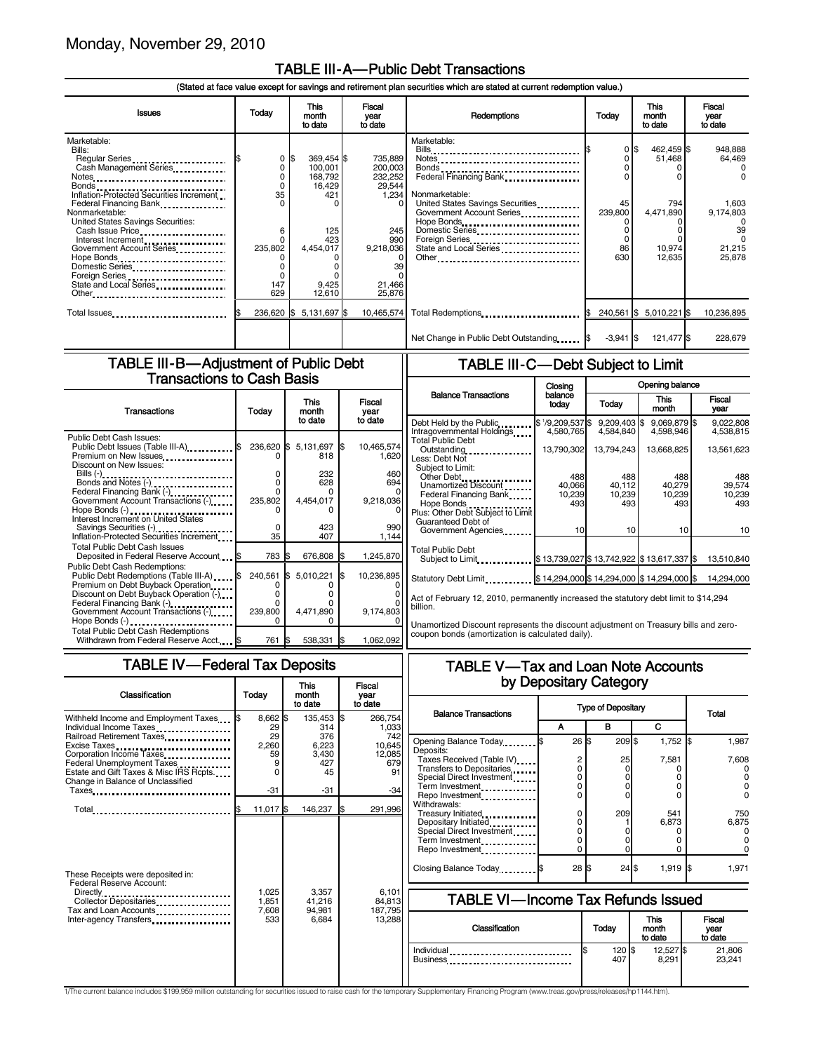Monday, November 29, 2010

## TABLE III-A—Public Debt Transactions

(Stated at face value except for savings and retirement plan securities which are stated at current redemption value.)

| Issues | Today | This month to date | Fiscal year to date |
|---|---|---|---|
| Marketable: | | | |
| Bills: | | | |
| Regular Series | $ 0 | $ 369,454 | $ 735,889 |
| Cash Management Series | 0 | 100,001 | 200,003 |
| Notes | 0 | 168,792 | 232,252 |
| Bonds | 0 | 16,429 | 29,544 |
| Inflation-Protected Securities Increment | 35 | 421 | 1,234 |
| Federal Financing Bank | 0 | 0 | 0 |
| Nonmarketable: | | | |
| United States Savings Securities: | | | |
| Cash Issue Price | 6 | 125 | 245 |
| Interest Increment | 0 | 423 | 990 |
| Government Account Series | 235,802 | 4,454,017 | 9,218,036 |
| Hope Bonds | 0 | 0 | 0 |
| Domestic Series | 0 | 0 | 39 |
| Foreign Series | 0 | 0 | 0 |
| State and Local Series | 147 | 9,425 | 21,466 |
| Other | 629 | 12,610 | 25,876 |
| Total Issues | $ 236,620 | $ 5,131,697 | $ 10,465,574 |

| Redemptions | Today | This month to date | Fiscal year to date |
|---|---|---|---|
| Marketable: | | | |
| Bills | $ 0 | $ 462,459 | $ 948,888 |
| Notes | 0 | 51,468 | 64,469 |
| Bonds | 0 | 0 | 0 |
| Federal Financing Bank | 0 | 0 | 0 |
| Nonmarketable: | | | |
| United States Savings Securities | 45 | 794 | 1,603 |
| Government Account Series | 239,800 | 4,471,890 | 9,174,803 |
| Hope Bonds | 0 | 0 | 0 |
| Domestic Series | 0 | 0 | 39 |
| Foreign Series | 0 | 0 | 0 |
| State and Local Series | 86 | 10,974 | 21,215 |
| Other | 630 | 12,635 | 25,878 |
| Total Redemptions | $ 240,561 | $ 5,010,221 | $ 10,236,895 |
| Net Change in Public Debt Outstanding | $ -3,941 | $ 121,477 | $ 228,679 |

## TABLE III-B—Adjustment of Public Debt Transactions to Cash Basis

| Transactions | Today | This month to date | Fiscal year to date |
|---|---|---|---|
| Public Debt Cash Issues: | | | |
| Public Debt Issues (Table III-A) | $ 236,620 | $ 5,131,697 | $ 10,465,574 |
| Premium on New Issues | 0 | 818 | 1,620 |
| Discount on New Issues: | | | |
| Bills (-) | 0 | 232 | 460 |
| Bonds and Notes (-) | 0 | 628 | 694 |
| Federal Financing Bank (-) | 0 | 0 | 0 |
| Government Account Transactions (-) | 235,802 | 4,454,017 | 9,218,036 |
| Hope Bonds (-) | 0 | 0 | 0 |
| Interest Increment on United States Savings Securities (-) | 0 | 423 | 990 |
| Inflation-Protected Securities Increment | 35 | 407 | 1,144 |
| Total Public Debt Cash Issues Deposited in Federal Reserve Account | $ 783 | $ 676,808 | $ 1,245,870 |
| Public Debt Cash Redemptions: | | | |
| Public Debt Redemptions (Table III-A) | $ 240,561 | $ 5,010,221 | $ 10,236,895 |
| Premium on Debt Buyback Operation | 0 | 0 | 0 |
| Discount on Debt Buyback Operation (-) | 0 | 0 | 0 |
| Federal Financing Bank (-) | 0 | 0 | 0 |
| Government Account Transactions (-) | 239,800 | 4,471,890 | 9,174,803 |
| Hope Bonds (-) | 0 | 0 | 0 |
| Total Public Debt Cash Redemptions Withdrawn from Federal Reserve Acct. | $ 761 | $ 538,331 | $ 1,062,092 |

## TABLE III-C—Debt Subject to Limit

| Balance Transactions | Closing balance today | Opening balance Today | Opening balance This month | Opening balance Fiscal year |
|---|---|---|---|---|
| Debt Held by the Public | $ [1]9,209,537 | $ 9,209,403 | $ 9,069,879 | $ 9,022,808 |
| Intragovernmental Holdings | 4,580,765 | 4,584,840 | 4,598,946 | 4,538,815 |
| Total Public Debt Outstanding | 13,790,302 | 13,794,243 | 13,668,825 | 13,561,623 |
| Less: Debt Not Subject to Limit: | | | | |
| Other Debt | 488 | 488 | 488 | 488 |
| Unamortized Discount | 40,066 | 40,112 | 40,279 | 39,574 |
| Federal Financing Bank | 10,239 | 10,239 | 10,239 | 10,239 |
| Hope Bonds | 493 | 493 | 493 | 493 |
| Plus: Other Debt Subject to Limit Guaranteed Debt of Government Agencies | 10 | 10 | 10 | 10 |
| Total Public Debt Subject to Limit | $ 13,739,027 | $ 13,742,922 | $ 13,617,337 | $ 13,510,840 |
| Statutory Debt Limit | $ 14,294,000 | $ 14,294,000 | $ 14,294,000 | $ 14,294,000 |

Act of February 12, 2010, permanently increased the statutory debt limit to $14,294 billion.

Unamortized Discount represents the discount adjustment on Treasury bills and zero-coupon bonds (amortization is calculated daily).

## TABLE IV—Federal Tax Deposits

| Classification | Today | This month to date | Fiscal year to date |
|---|---|---|---|
| Withheld Income and Employment Taxes | $ 8,662 | $ 135,453 | $ 266,754 |
| Individual Income Taxes | 29 | 314 | 1,033 |
| Railroad Retirement Taxes | 29 | 376 | 742 |
| Excise Taxes | 2,260 | 6,223 | 10,645 |
| Corporation Income Taxes | 59 | 3,430 | 12,085 |
| Federal Unemployment Taxes | 9 | 427 | 679 |
| Estate and Gift Taxes & Misc IRS Rcpts. | 0 | 45 | 91 |
| Change in Balance of Unclassified Taxes | -31 | -31 | -34 |
| Total | $ 11,017 | $ 146,237 | $ 291,996 |
| These Receipts were deposited in: | | | |
| Federal Reserve Account: | | | |
| Directly | 1,025 | 3,357 | 6,101 |
| Collector Depositaries | 1,851 | 41,216 | 84,813 |
| Tax and Loan Accounts | 7,608 | 94,981 | 187,795 |
| Inter-agency Transfers | 533 | 6,684 | 13,288 |

## TABLE V—Tax and Loan Note Accounts by Depositary Category

| Balance Transactions | Type of Depositary A | Type of Depositary B | Type of Depositary C | Total |
|---|---|---|---|---|
| Opening Balance Today | $ 26 | $ 209 | $ 1,752 | $ 1,987 |
| Deposits: | | | | |
| Taxes Received (Table IV) | 2 | 25 | 7,581 | 7,608 |
| Transfers to Depositaries | 0 | 0 | 0 | 0 |
| Special Direct Investment | 0 | 0 | 0 | 0 |
| Term Investment | 0 | 0 | 0 | 0 |
| Repo Investment | 0 | 0 | 0 | 0 |
| Withdrawals: | | | | |
| Treasury Initiated | 0 | 209 | 541 | 750 |
| Depositary Initiated | 0 | 1 | 6,873 | 6,875 |
| Special Direct Investment | 0 | 0 | 0 | 0 |
| Term Investment | 0 | 0 | 0 | 0 |
| Repo Investment | 0 | 0 | 0 | 0 |
| Closing Balance Today | $ 28 | $ 24 | $ 1,919 | $ 1,971 |

## TABLE VI—Income Tax Refunds Issued

| Classification | Today | This month to date | Fiscal year to date |
|---|---|---|---|
| Individual | $ 120 | $ 12,527 | $ 21,806 |
| Business | 407 | 8,291 | 23,241 |

1/The current balance includes $199,959 million outstanding for securities issued to raise cash for the temporary Supplementary Financing Program (www.treas.gov/press/releases/hp1144.htm).